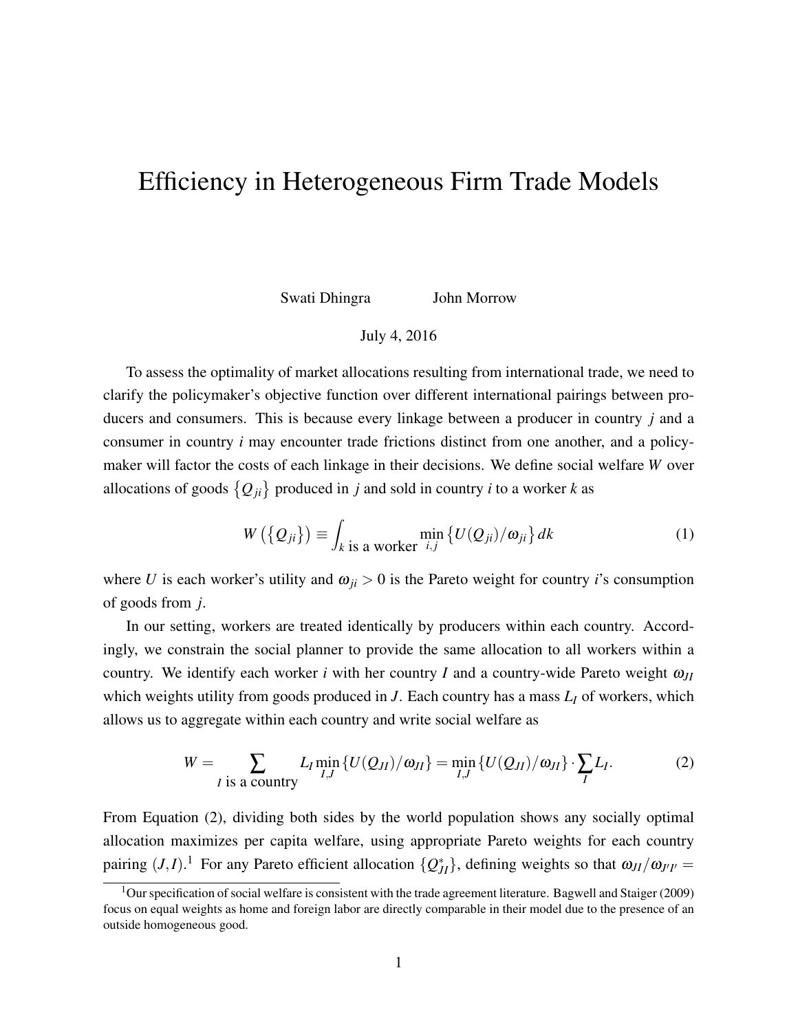# Efficiency in Heterogeneous Firm Trade Models

Swati Dhingra John Morrow

July 4, 2016

To assess the optimality of market allocations resulting from international trade, we need to clarify the policymaker's objective function over different international pairings between producers and consumers. This is because every linkage between a producer in country $j$ and a consumer in country $i$ may encounter trade frictions distinct from one another, and a policymaker will factor the costs of each linkage in their decisions. We define social welfare $W$ over allocations of goods $\{Q_{ji}\}$ produced in $j$ and sold in country $i$ to a worker $k$ as

$$W\left(\{Q_{ji}\}\right) \equiv \int_{k \text{ is a worker}} \min_{i,j} \left\{U(Q_{ji})/\omega_{ji}\right\} dk \tag{1}$$

where $U$ is each worker's utility and $\omega_{ji} > 0$ is the Pareto weight for country $i$'s consumption of goods from $j$.

In our setting, workers are treated identically by producers within each country. Accordingly, we constrain the social planner to provide the same allocation to all workers within a country. We identify each worker $i$ with her country $I$ and a country-wide Pareto weight $\omega_{JI}$ which weights utility from goods produced in $J$. Each country has a mass $L_I$ of workers, which allows us to aggregate within each country and write social welfare as

$$W = \sum_{I \text{ is a country}} L_I \min_{I,J} \{U(Q_{JI})/\omega_{JI}\} = \min_{I,J} \{U(Q_{JI})/\omega_{JI}\} \cdot \sum_I L_I. \tag{2}$$

From Equation (2), dividing both sides by the world population shows any socially optimal allocation maximizes per capita welfare, using appropriate Pareto weights for each country pairing $(J,I)$.[1] For any Pareto efficient allocation $\{Q^*_{JI}\}$, defining weights so that $\omega_{JI}/\omega_{J'I'} =$

[1] Our specification of social welfare is consistent with the trade agreement literature. Bagwell and Staiger (2009) focus on equal weights as home and foreign labor are directly comparable in their model due to the presence of an outside homogeneous good.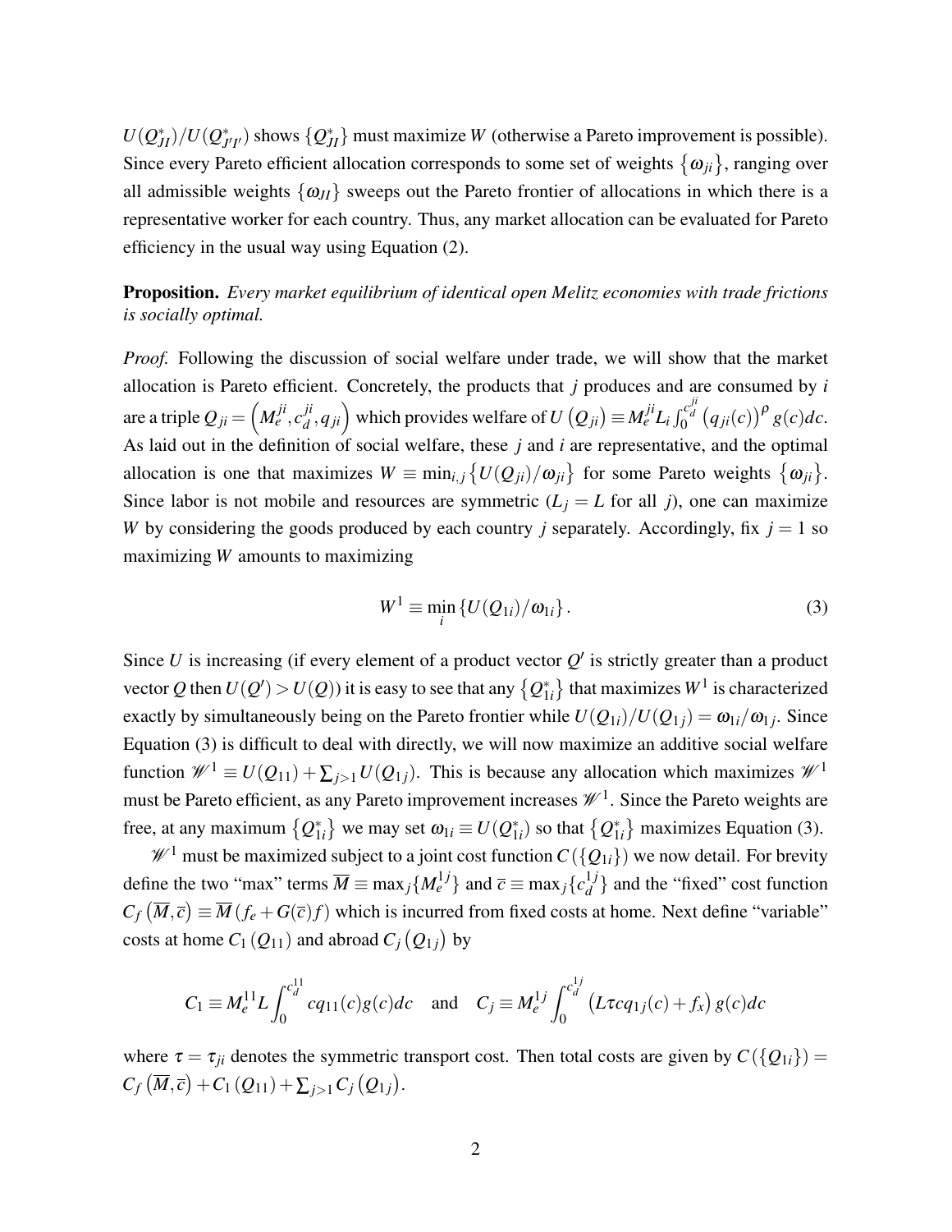$U(Q^*_{JI})/U(Q^*_{J'I'})$ shows $\{Q^*_{JI}\}$ must maximize $W$ (otherwise a Pareto improvement is possible). Since every Pareto efficient allocation corresponds to some set of weights $\{\omega_{ji}\}$, ranging over all admissible weights $\{\omega_{JI}\}$ sweeps out the Pareto frontier of allocations in which there is a representative worker for each country. Thus, any market allocation can be evaluated for Pareto efficiency in the usual way using Equation (2).

**Proposition.** *Every market equilibrium of identical open Melitz economies with trade frictions is socially optimal.*

*Proof.* Following the discussion of social welfare under trade, we will show that the market allocation is Pareto efficient. Concretely, the products that $j$ produces and are consumed by $i$ are a triple $Q_{ji} = \left(M_e^{ji}, c_d^{ji}, q_{ji}\right)$ which provides welfare of $U\left(Q_{ji}\right) \equiv M_e^{ji} L_i \int_0^{c_d^{ji}} \left(q_{ji}(c)\right)^\rho g(c)dc$. As laid out in the definition of social welfare, these $j$ and $i$ are representative, and the optimal allocation is one that maximizes $W \equiv \min_{i,j}\left\{U(Q_{ji})/\omega_{ji}\right\}$ for some Pareto weights $\left\{\omega_{ji}\right\}$. Since labor is not mobile and resources are symmetric ($L_j = L$ for all $j$), one can maximize $W$ by considering the goods produced by each country $j$ separately. Accordingly, fix $j = 1$ so maximizing $W$ amounts to maximizing

$$W^1 \equiv \min_i \left\{U(Q_{1i})/\omega_{1i}\right\}. \tag{3}$$

Since $U$ is increasing (if every element of a product vector $Q'$ is strictly greater than a product vector $Q$ then $U(Q') > U(Q)$) it is easy to see that any $\left\{Q^*_{1i}\right\}$ that maximizes $W^1$ is characterized exactly by simultaneously being on the Pareto frontier while $U(Q_{1i})/U(Q_{1j}) = \omega_{1i}/\omega_{1j}$. Since Equation (3) is difficult to deal with directly, we will now maximize an additive social welfare function $\mathscr{W}^1 \equiv U(Q_{11}) + \sum_{j>1} U(Q_{1j})$. This is because any allocation which maximizes $\mathscr{W}^1$ must be Pareto efficient, as any Pareto improvement increases $\mathscr{W}^1$. Since the Pareto weights are free, at any maximum $\left\{Q^*_{1i}\right\}$ we may set $\omega_{1i} \equiv U(Q^*_{1i})$ so that $\left\{Q^*_{1i}\right\}$ maximizes Equation (3).

$\mathscr{W}^1$ must be maximized subject to a joint cost function $C\left(\{Q_{1i}\}\right)$ we now detail. For brevity define the two "max" terms $\overline{M} \equiv \max_j\{M_e^{1j}\}$ and $\overline{c} \equiv \max_j\{c_d^{1j}\}$ and the "fixed" cost function $C_f\left(\overline{M}, \overline{c}\right) \equiv \overline{M}\left(f_e + G(\overline{c})f\right)$ which is incurred from fixed costs at home. Next define "variable" costs at home $C_1\left(Q_{11}\right)$ and abroad $C_j\left(Q_{1j}\right)$ by

$$C_1 \equiv M_e^{11} L \int_0^{c_d^{11}} c q_{11}(c) g(c) dc \quad \text{and} \quad C_j \equiv M_e^{1j} \int_0^{c_d^{1j}} \left(L\tau c q_{1j}(c) + f_x\right) g(c) dc$$

where $\tau = \tau_{ji}$ denotes the symmetric transport cost. Then total costs are given by $C\left(\{Q_{1i}\}\right) = C_f\left(\overline{M}, \overline{c}\right) + C_1\left(Q_{11}\right) + \sum_{j>1} C_j\left(Q_{1j}\right)$.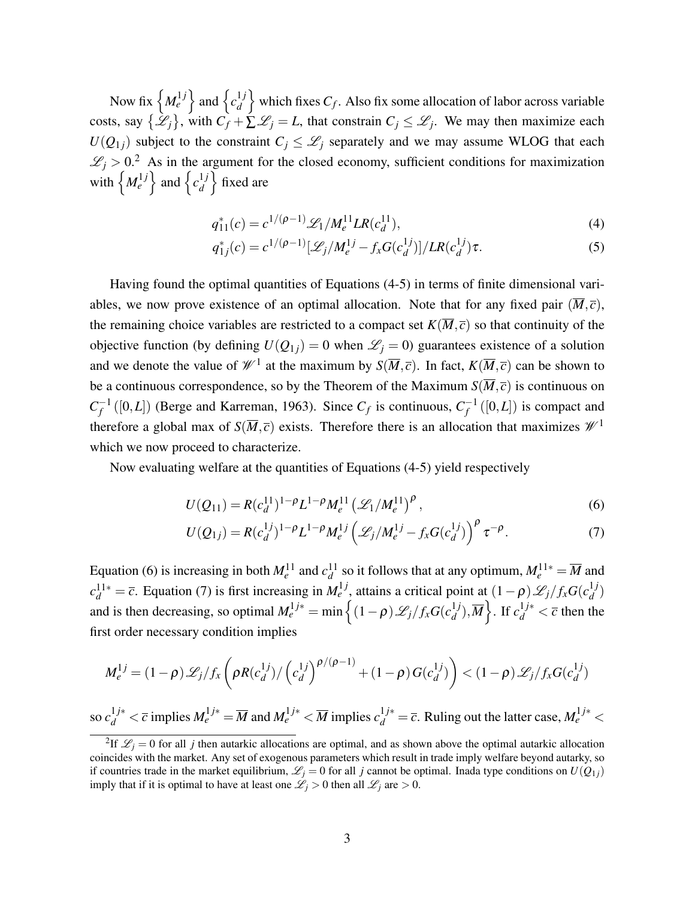Now fix $\left\{M_e^{1j}\right\}$ and $\left\{c_d^{1j}\right\}$ which fixes $C_f$. Also fix some allocation of labor across variable costs, say $\left\{\mathscr{L}_j\right\}$, with $C_f + \sum \mathscr{L}_j = L$, that constrain $C_j \leq \mathscr{L}_j$. We may then maximize each $U(Q_{1j})$ subject to the constraint $C_j \leq \mathscr{L}_j$ separately and we may assume WLOG that each $\mathscr{L}_j > 0$.[2] As in the argument for the closed economy, sufficient conditions for maximization with $\left\{M_e^{1j}\right\}$ and $\left\{c_d^{1j}\right\}$ fixed are

$$q_{11}^*(c) = c^{1/(\rho-1)}\mathscr{L}_1/M_e^{11}LR(c_d^{11}), \tag{4}$$

$$q_{1j}^*(c) = c^{1/(\rho-1)}[\mathscr{L}_j/M_e^{1j} - f_x G(c_d^{1j})]/LR(c_d^{1j})\tau. \tag{5}$$

Having found the optimal quantities of Equations (4-5) in terms of finite dimensional variables, we now prove existence of an optimal allocation. Note that for any fixed pair $(\overline{M}, \overline{c})$, the remaining choice variables are restricted to a compact set $K(\overline{M}, \overline{c})$ so that continuity of the objective function (by defining $U(Q_{1j}) = 0$ when $\mathscr{L}_j = 0$) guarantees existence of a solution and we denote the value of $\mathscr{W}^1$ at the maximum by $S(\overline{M}, \overline{c})$. In fact, $K(\overline{M}, \overline{c})$ can be shown to be a continuous correspondence, so by the Theorem of the Maximum $S(\overline{M}, \overline{c})$ is continuous on $C_f^{-1}([0,L])$ (Berge and Karreman, 1963). Since $C_f$ is continuous, $C_f^{-1}([0,L])$ is compact and therefore a global max of $S(\overline{M}, \overline{c})$ exists. Therefore there is an allocation that maximizes $\mathscr{W}^1$ which we now proceed to characterize.

Now evaluating welfare at the quantities of Equations (4-5) yield respectively

$$U(Q_{11}) = R(c_d^{11})^{1-\rho} L^{1-\rho} M_e^{11} \left(\mathscr{L}_1/M_e^{11}\right)^{\rho}, \tag{6}$$

$$U(Q_{1j}) = R(c_d^{1j})^{1-\rho} L^{1-\rho} M_e^{1j} \left(\mathscr{L}_j/M_e^{1j} - f_x G(c_d^{1j})\right)^{\rho} \tau^{-\rho}. \tag{7}$$

Equation (6) is increasing in both $M_e^{11}$ and $c_d^{11}$ so it follows that at any optimum, $M_e^{11*} = \overline{M}$ and $c_d^{11*} = \overline{c}$. Equation (7) is first increasing in $M_e^{1j}$, attains a critical point at $(1-\rho)\mathscr{L}_j/f_x G(c_d^{1j})$ and is then decreasing, so optimal $M_e^{1j*} = \min\left\{(1-\rho)\mathscr{L}_j/f_x G(c_d^{1j}), \overline{M}\right\}$. If $c_d^{1j*} < \overline{c}$ then the first order necessary condition implies

$$M_e^{1j} = (1-\rho)\mathscr{L}_j/f_x\left(\rho R(c_d^{1j})/\left(c_d^{1j}\right)^{\rho/(\rho-1)} + (1-\rho)G(c_d^{1j})\right) < (1-\rho)\mathscr{L}_j/f_x G(c_d^{1j})$$

so $c_d^{1j*} < \overline{c}$ implies $M_e^{1j*} = \overline{M}$ and $M_e^{1j*} < \overline{M}$ implies $c_d^{1j*} = \overline{c}$. Ruling out the latter case, $M_e^{1j*} <$

[2] If $\mathscr{L}_j = 0$ for all $j$ then autarkic allocations are optimal, and as shown above the optimal autarkic allocation coincides with the market. Any set of exogenous parameters which result in trade imply welfare beyond autarky, so if countries trade in the market equilibrium, $\mathscr{L}_j = 0$ for all $j$ cannot be optimal. Inada type conditions on $U(Q_{1j})$ imply that if it is optimal to have at least one $\mathscr{L}_j > 0$ then all $\mathscr{L}_j$ are $> 0$.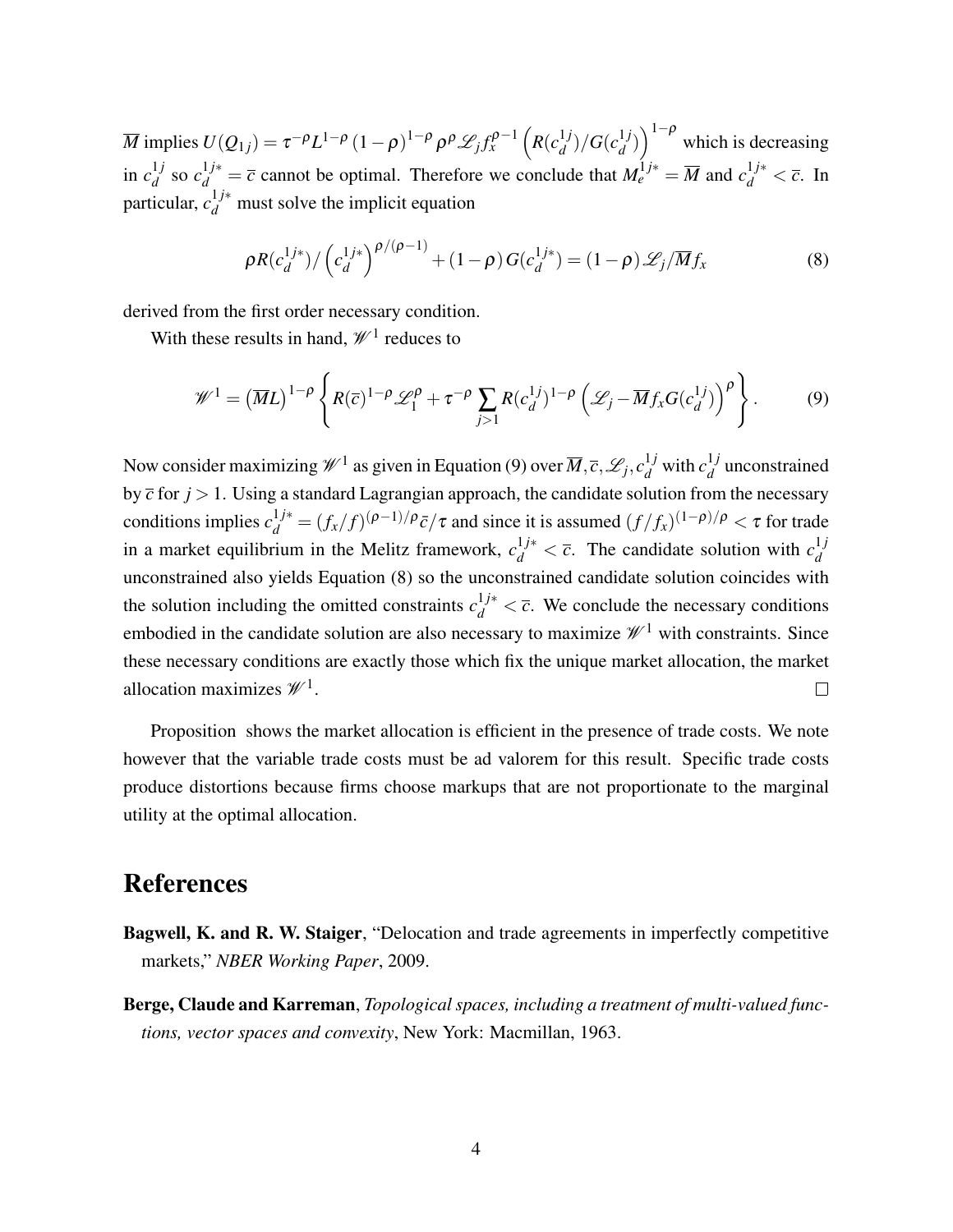$\overline{M}$ implies $U(Q_{1j}) = \tau^{-\rho} L^{1-\rho} (1-\rho)^{1-\rho} \rho^{\rho} \mathscr{L}_j f_x^{\rho-1} \left( R(c_d^{1j}) / G(c_d^{1j}) \right)^{1-\rho}$ which is decreasing in $c_d^{1j}$ so $c_d^{1j*} = \overline{c}$ cannot be optimal. Therefore we conclude that $M_e^{1j*} = \overline{M}$ and $c_d^{1j*} < \overline{c}$. In particular, $c_d^{1j*}$ must solve the implicit equation

$$\rho R(c_d^{1j*}) / \left( c_d^{1j*} \right)^{\rho/(\rho-1)} + (1-\rho) G(c_d^{1j*}) = (1-\rho) \mathscr{L}_j / \overline{M} f_x \tag{8}$$

derived from the first order necessary condition.

With these results in hand, $\mathscr{W}^1$ reduces to

$$\mathscr{W}^1 = \left( \overline{M} L \right)^{1-\rho} \left\{ R(\overline{c})^{1-\rho} \mathscr{L}_1^{\rho} + \tau^{-\rho} \sum_{j>1} R(c_d^{1j})^{1-\rho} \left( \mathscr{L}_j - \overline{M} f_x G(c_d^{1j}) \right)^{\rho} \right\}. \tag{9}$$

Now consider maximizing $\mathscr{W}^1$ as given in Equation (9) over $\overline{M}, \overline{c}, \mathscr{L}_j, c_d^{1j}$ with $c_d^{1j}$ unconstrained by $\overline{c}$ for $j > 1$. Using a standard Lagrangian approach, the candidate solution from the necessary conditions implies $c_d^{1j*} = (f_x/f)^{(\rho-1)/\rho} \overline{c} / \tau$ and since it is assumed $(f/f_x)^{(1-\rho)/\rho} < \tau$ for trade in a market equilibrium in the Melitz framework, $c_d^{1j*} < \overline{c}$. The candidate solution with $c_d^{1j}$ unconstrained also yields Equation (8) so the unconstrained candidate solution coincides with the solution including the omitted constraints $c_d^{1j*} < \overline{c}$. We conclude the necessary conditions embodied in the candidate solution are also necessary to maximize $\mathscr{W}^1$ with constraints. Since these necessary conditions are exactly those which fix the unique market allocation, the market allocation maximizes $\mathscr{W}^1$. □

Proposition  shows the market allocation is efficient in the presence of trade costs. We note however that the variable trade costs must be ad valorem for this result. Specific trade costs produce distortions because firms choose markups that are not proportionate to the marginal utility at the optimal allocation.

## References

**Bagwell, K. and R. W. Staiger**, "Delocation and trade agreements in imperfectly competitive markets," *NBER Working Paper*, 2009.

**Berge, Claude and Karreman**, *Topological spaces, including a treatment of multi-valued functions, vector spaces and convexity*, New York: Macmillan, 1963.